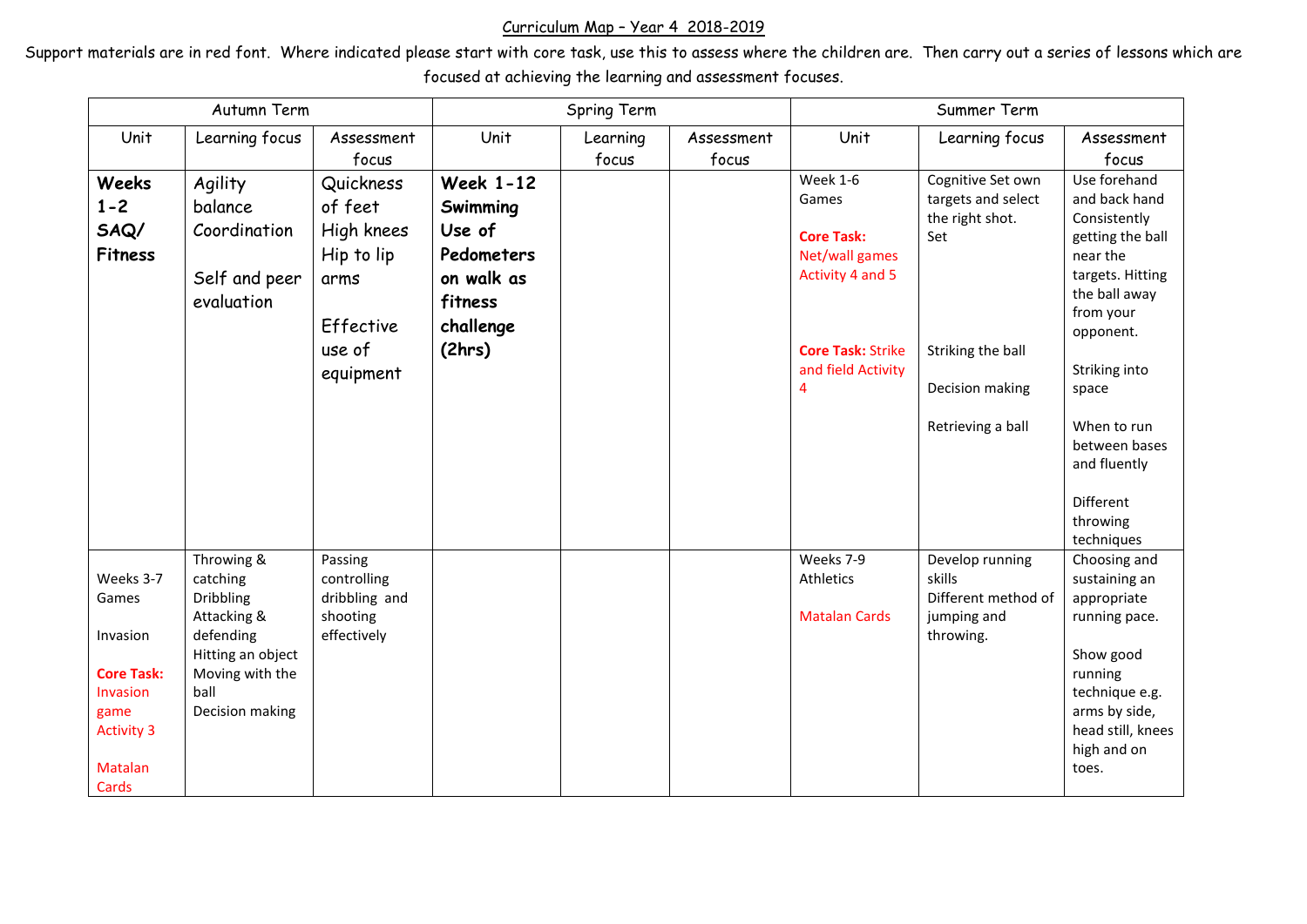Curriculum Map – Year 4 2018-2019

Support materials are in red font. Where indicated please start with core task, use this to assess where the children are. Then carry out a series of lessons which are focused at achieving the learning and assessment focuses.

| Autumn Term | | | Spring Term | | | Summer Term | | |
|---|---|---|---|---|---|---|---|---|
| Unit | Learning focus | Assessment focus | Unit | Learning focus | Assessment focus | Unit | Learning focus | Assessment focus |
| **Weeks 1-2 SAQ/ Fitness** | Agility balance Coordination<br><br>Self and peer evaluation | Quickness of feet High knees Hip to lip arms<br><br>Effective use of equipment | **Week 1-12 Swimming Use of Pedometers on walk as fitness challenge (2hrs)** | | | Week 1-6 Games<br><br>**Core Task:** Net/wall games Activity 4 and 5<br><br>**Core Task:** Strike and field Activity 4 | Cognitive Set own targets and select the right shot. Set<br><br>Striking the ball<br><br>Decision making<br><br>Retrieving a ball | Use forehand and back hand Consistently getting the ball near the targets. Hitting the ball away from your opponent.<br><br>Striking into space<br><br>When to run between bases and fluently<br><br>Different throwing techniques |
| Weeks 3-7 Games<br><br>Invasion<br><br>**Core Task:** Invasion game Activity 3<br><br>Matalan Cards | Throwing & catching Dribbling Attacking & defending Hitting an object Moving with the ball Decision making | Passing controlling dribbling and shooting effectively | | | | Weeks 7-9 Athletics<br><br>Matalan Cards | Develop running skills Different method of jumping and throwing. | Choosing and sustaining an appropriate running pace.<br><br>Show good running technique e.g. arms by side, head still, knees high and on toes. |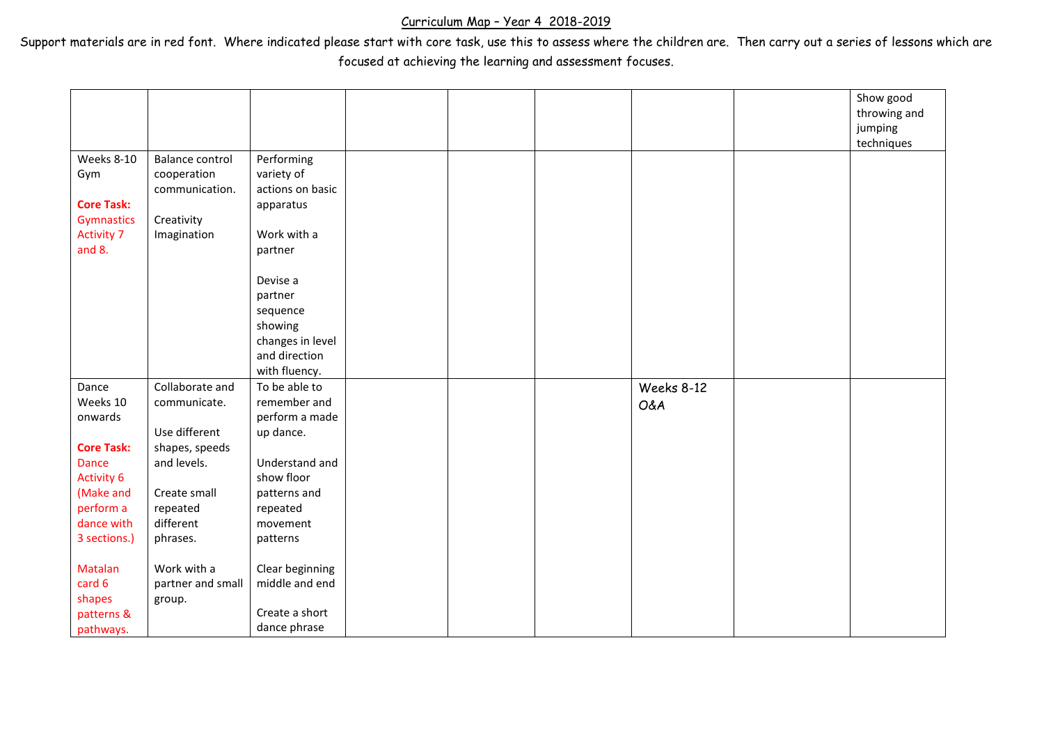Curriculum Map – Year 4 2018-2019

Support materials are in red font. Where indicated please start with core task, use this to assess where the children are. Then carry out a series of lessons which are focused at achieving the learning and assessment focuses.

| | | | | | | | | |
|---|---|---|---|---|---|---|---|---|
| | | | | | | | | Show good throwing and jumping techniques |
| Weeks 8-10 Gym<br><br>**Core Task:** Gymnastics Activity 7 and 8. | Balance control cooperation communication.<br><br>Creativity Imagination | Performing variety of actions on basic apparatus<br><br>Work with a partner<br><br>Devise a partner sequence showing changes in level and direction with fluency. | | | | | | |
| Dance Weeks 10 onwards<br><br>**Core Task:** Dance Activity 6 (Make and perform a dance with 3 sections.)<br><br>Matalan card 6 shapes patterns & pathways. | Collaborate and communicate.<br><br>Use different shapes, speeds and levels.<br><br>Create small repeated different phrases.<br><br>Work with a partner and small group. | To be able to remember and perform a made up dance.<br><br>Understand and show floor patterns and repeated movement patterns<br><br>Clear beginning middle and end<br><br>Create a short dance phrase | | | | Weeks 8-12 O&A | | |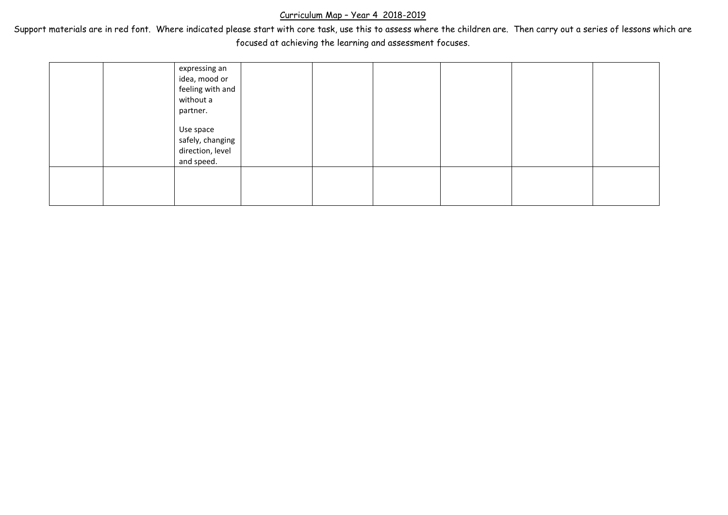Curriculum Map – Year 4 2018-2019

Support materials are in red font. Where indicated please start with core task, use this to assess where the children are. Then carry out a series of lessons which are focused at achieving the learning and assessment focuses.

| | | | | | | | | |
|---|---|---|---|---|---|---|---|---|
| | | expressing an idea, mood or feeling with and without a partner.<br><br>Use space safely, changing direction, level and speed. | | | | | | |
| | | | | | | | | |